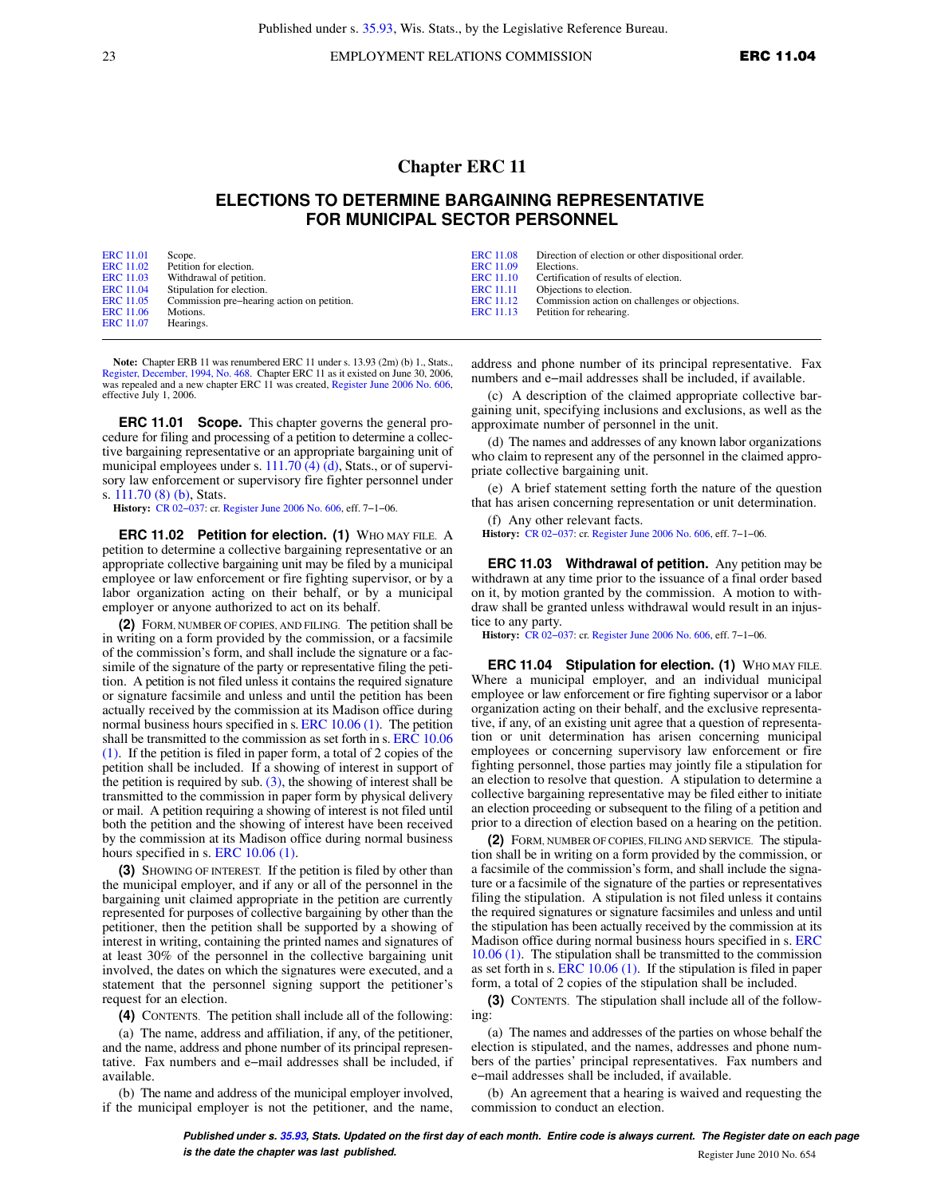# Chapter ERC 11

## ELECTIONS TO DETERMINE BARGAINING REPRESENTATIVE FOR MUNICIPAL SECTOR PERSONNEL

| | | | |
|---|---|---|---|
| ERC 11.01 | Scope. | ERC 11.08 | Direction of election or other dispositional order. |
| ERC 11.02 | Petition for election. | ERC 11.09 | Elections. |
| ERC 11.03 | Withdrawal of petition. | ERC 11.10 | Certification of results of election. |
| ERC 11.04 | Stipulation for election. | ERC 11.11 | Objections to election. |
| ERC 11.05 | Commission pre–hearing action on petition. | ERC 11.12 | Commission action on challenges or objections. |
| ERC 11.06 | Motions. | ERC 11.13 | Petition for rehearing. |
| ERC 11.07 | Hearings. | | |

**Note:** Chapter ERB 11 was renumbered ERC 11 under s. 13.93 (2m) (b) 1., Stats., Register, December, 1994, No. 468. Chapter ERC 11 as it existed on June 30, 2006, was repealed and a new chapter ERC 11 was created, Register June 2006 No. 606, effective July 1, 2006.

**ERC 11.01 Scope.** This chapter governs the general procedure for filing and processing of a petition to determine a collective bargaining representative or an appropriate bargaining unit of municipal employees under s. 111.70 (4) (d), Stats., or of supervisory law enforcement or supervisory fire fighter personnel under s. 111.70 (8) (b), Stats.

**History:** CR 02–037: cr. Register June 2006 No. 606, eff. 7–1–06.

**ERC 11.02 Petition for election. (1)** WHO MAY FILE. A petition to determine a collective bargaining representative or an appropriate collective bargaining unit may be filed by a municipal employee or law enforcement or fire fighting supervisor, or by a labor organization acting on their behalf, or by a municipal employer or anyone authorized to act on its behalf.

**(2)** FORM, NUMBER OF COPIES, AND FILING. The petition shall be in writing on a form provided by the commission, or a facsimile of the commission's form, and shall include the signature or a facsimile of the signature of the party or representative filing the petition. A petition is not filed unless it contains the required signature or signature facsimile and unless and until the petition has been actually received by the commission at its Madison office during normal business hours specified in s. ERC 10.06 (1). The petition shall be transmitted to the commission as set forth in s. ERC 10.06 (1). If the petition is filed in paper form, a total of 2 copies of the petition shall be included. If a showing of interest in support of the petition is required by sub. (3), the showing of interest shall be transmitted to the commission in paper form by physical delivery or mail. A petition requiring a showing of interest is not filed until both the petition and the showing of interest have been received by the commission at its Madison office during normal business hours specified in s. ERC 10.06 (1).

**(3)** SHOWING OF INTEREST. If the petition is filed by other than the municipal employer, and if any or all of the personnel in the bargaining unit claimed appropriate in the petition are currently represented for purposes of collective bargaining by other than the petitioner, then the petition shall be supported by a showing of interest in writing, containing the printed names and signatures of at least 30% of the personnel in the collective bargaining unit involved, the dates on which the signatures were executed, and a statement that the personnel signing support the petitioner's request for an election.

**(4)** CONTENTS. The petition shall include all of the following:

(a) The name, address and affiliation, if any, of the petitioner, and the name, address and phone number of its principal representative. Fax numbers and e–mail addresses shall be included, if available.

(b) The name and address of the municipal employer involved, if the municipal employer is not the petitioner, and the name, address and phone number of its principal representative. Fax numbers and e–mail addresses shall be included, if available.

(c) A description of the claimed appropriate collective bargaining unit, specifying inclusions and exclusions, as well as the approximate number of personnel in the unit.

(d) The names and addresses of any known labor organizations who claim to represent any of the personnel in the claimed appropriate collective bargaining unit.

(e) A brief statement setting forth the nature of the question that has arisen concerning representation or unit determination.

(f) Any other relevant facts.

**History:** CR 02–037: cr. Register June 2006 No. 606, eff. 7–1–06.

**ERC 11.03 Withdrawal of petition.** Any petition may be withdrawn at any time prior to the issuance of a final order based on it, by motion granted by the commission. A motion to withdraw shall be granted unless withdrawal would result in an injustice to any party.

**History:** CR 02–037: cr. Register June 2006 No. 606, eff. 7–1–06.

**ERC 11.04 Stipulation for election. (1)** WHO MAY FILE. Where a municipal employer, and an individual municipal employee or law enforcement or fire fighting supervisor or a labor organization acting on their behalf, and the exclusive representative, if any, of an existing unit agree that a question of representation or unit determination has arisen concerning municipal employees or concerning supervisory law enforcement or fire fighting personnel, those parties may jointly file a stipulation for an election to resolve that question. A stipulation to determine a collective bargaining representative may be filed either to initiate an election proceeding or subsequent to the filing of a petition and prior to a direction of election based on a hearing on the petition.

**(2)** FORM, NUMBER OF COPIES, FILING AND SERVICE. The stipulation shall be in writing on a form provided by the commission, or a facsimile of the commission's form, and shall include the signature or a facsimile of the signature of the parties or representatives filing the stipulation. A stipulation is not filed unless it contains the required signatures or signature facsimiles and unless and until the stipulation has been actually received by the commission at its Madison office during normal business hours specified in s. ERC 10.06 (1). The stipulation shall be transmitted to the commission as set forth in s. ERC 10.06 (1). If the stipulation is filed in paper form, a total of 2 copies of the stipulation shall be included.

**(3)** CONTENTS. The stipulation shall include all of the following:

(a) The names and addresses of the parties on whose behalf the election is stipulated, and the names, addresses and phone numbers of the parties' principal representatives. Fax numbers and e–mail addresses shall be included, if available.

(b) An agreement that a hearing is waived and requesting the commission to conduct an election.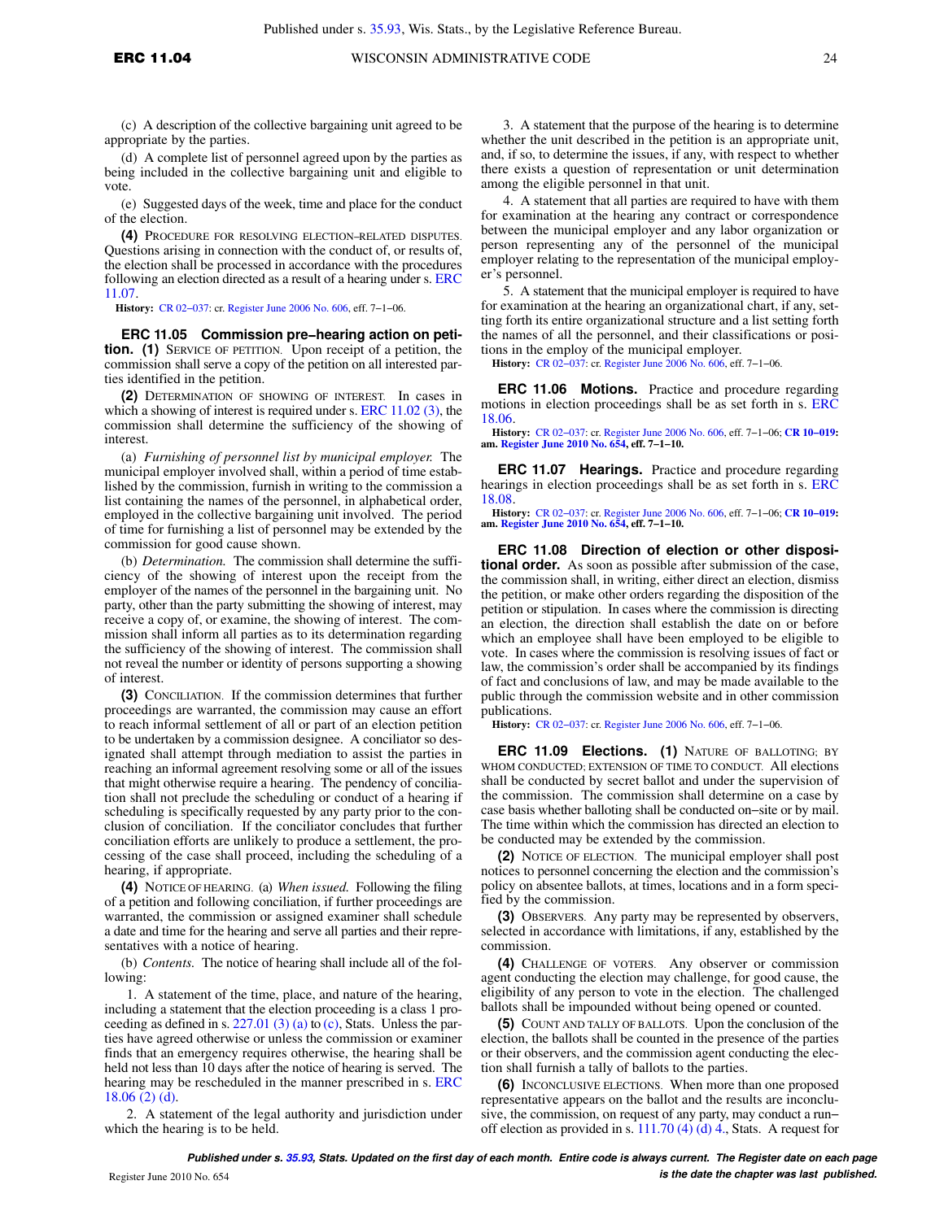(c) A description of the collective bargaining unit agreed to be appropriate by the parties.

(d) A complete list of personnel agreed upon by the parties as being included in the collective bargaining unit and eligible to vote.

(e) Suggested days of the week, time and place for the conduct of the election.

**(4)** PROCEDURE FOR RESOLVING ELECTION–RELATED DISPUTES. Questions arising in connection with the conduct of, or results of, the election shall be processed in accordance with the procedures following an election directed as a result of a hearing under s. ERC 11.07.

**History:** CR 02–037: cr. Register June 2006 No. 606, eff. 7–1–06.

**ERC 11.05 Commission pre–hearing action on petition.** **(1)** SERVICE OF PETITION. Upon receipt of a petition, the commission shall serve a copy of the petition on all interested parties identified in the petition.

**(2)** DETERMINATION OF SHOWING OF INTEREST. In cases in which a showing of interest is required under s. ERC 11.02 (3), the commission shall determine the sufficiency of the showing of interest.

(a) *Furnishing of personnel list by municipal employer.* The municipal employer involved shall, within a period of time established by the commission, furnish in writing to the commission a list containing the names of the personnel, in alphabetical order, employed in the collective bargaining unit involved. The period of time for furnishing a list of personnel may be extended by the commission for good cause shown.

(b) *Determination.* The commission shall determine the sufficiency of the showing of interest upon the receipt from the employer of the names of the personnel in the bargaining unit. No party, other than the party submitting the showing of interest, may receive a copy of, or examine, the showing of interest. The commission shall inform all parties as to its determination regarding the sufficiency of the showing of interest. The commission shall not reveal the number or identity of persons supporting a showing of interest.

**(3)** CONCILIATION. If the commission determines that further proceedings are warranted, the commission may cause an effort to reach informal settlement of all or part of an election petition to be undertaken by a commission designee. A conciliator so designated shall attempt through mediation to assist the parties in reaching an informal agreement resolving some or all of the issues that might otherwise require a hearing. The pendency of conciliation shall not preclude the scheduling or conduct of a hearing if scheduling is specifically requested by any party prior to the conclusion of conciliation. If the conciliator concludes that further conciliation efforts are unlikely to produce a settlement, the processing of the case shall proceed, including the scheduling of a hearing, if appropriate.

**(4)** NOTICE OF HEARING. (a) *When issued.* Following the filing of a petition and following conciliation, if further proceedings are warranted, the commission or assigned examiner shall schedule a date and time for the hearing and serve all parties and their representatives with a notice of hearing.

(b) *Contents.* The notice of hearing shall include all of the following:

1. A statement of the time, place, and nature of the hearing, including a statement that the election proceeding is a class 1 proceeding as defined in s. 227.01 (3) (a) to (c), Stats. Unless the parties have agreed otherwise or unless the commission or examiner finds that an emergency requires otherwise, the hearing shall be held not less than 10 days after the notice of hearing is served. The hearing may be rescheduled in the manner prescribed in s. ERC 18.06 (2) (d).

2. A statement of the legal authority and jurisdiction under which the hearing is to be held.

3. A statement that the purpose of the hearing is to determine whether the unit described in the petition is an appropriate unit, and, if so, to determine the issues, if any, with respect to whether there exists a question of representation or unit determination among the eligible personnel in that unit.

4. A statement that all parties are required to have with them for examination at the hearing any contract or correspondence between the municipal employer and any labor organization or person representing any of the personnel of the municipal employer relating to the representation of the municipal employer's personnel.

5. A statement that the municipal employer is required to have for examination at the hearing an organizational chart, if any, setting forth its entire organizational structure and a list setting forth the names of all the personnel, and their classifications or positions in the employ of the municipal employer.

**History:** CR 02–037: cr. Register June 2006 No. 606, eff. 7–1–06.

**ERC 11.06 Motions.** Practice and procedure regarding motions in election proceedings shall be as set forth in s. ERC 18.06.

**History:** CR 02–037: cr. Register June 2006 No. 606, eff. 7–1–06; **CR 10–019: am. Register June 2010 No. 654, eff. 7–1–10.**

**ERC 11.07 Hearings.** Practice and procedure regarding hearings in election proceedings shall be as set forth in s. ERC 18.08.

**History:** CR 02–037: cr. Register June 2006 No. 606, eff. 7–1–06; **CR 10–019: am. Register June 2010 No. 654, eff. 7–1–10.**

**ERC 11.08 Direction of election or other dispositional order.** As soon as possible after submission of the case, the commission shall, in writing, either direct an election, dismiss the petition, or make other orders regarding the disposition of the petition or stipulation. In cases where the commission is directing an election, the direction shall establish the date on or before which an employee shall have been employed to be eligible to vote. In cases where the commission is resolving issues of fact or law, the commission's order shall be accompanied by its findings of fact and conclusions of law, and may be made available to the public through the commission website and in other commission publications.

**History:** CR 02–037: cr. Register June 2006 No. 606, eff. 7–1–06.

**ERC 11.09 Elections.** **(1)** NATURE OF BALLOTING; BY WHOM CONDUCTED; EXTENSION OF TIME TO CONDUCT. All elections shall be conducted by secret ballot and under the supervision of the commission. The commission shall determine on a case by case basis whether balloting shall be conducted on–site or by mail. The time within which the commission has directed an election to be conducted may be extended by the commission.

**(2)** NOTICE OF ELECTION. The municipal employer shall post notices to personnel concerning the election and the commission's policy on absentee ballots, at times, locations and in a form specified by the commission.

**(3)** OBSERVERS. Any party may be represented by observers, selected in accordance with limitations, if any, established by the commission.

**(4)** CHALLENGE OF VOTERS. Any observer or commission agent conducting the election may challenge, for good cause, the eligibility of any person to vote in the election. The challenged ballots shall be impounded without being opened or counted.

**(5)** COUNT AND TALLY OF BALLOTS. Upon the conclusion of the election, the ballots shall be counted in the presence of the parties or their observers, and the commission agent conducting the election shall furnish a tally of ballots to the parties.

**(6)** INCONCLUSIVE ELECTIONS. When more than one proposed representative appears on the ballot and the results are inconclusive, the commission, on request of any party, may conduct a run–off election as provided in s. 111.70 (4) (d) 4., Stats. A request for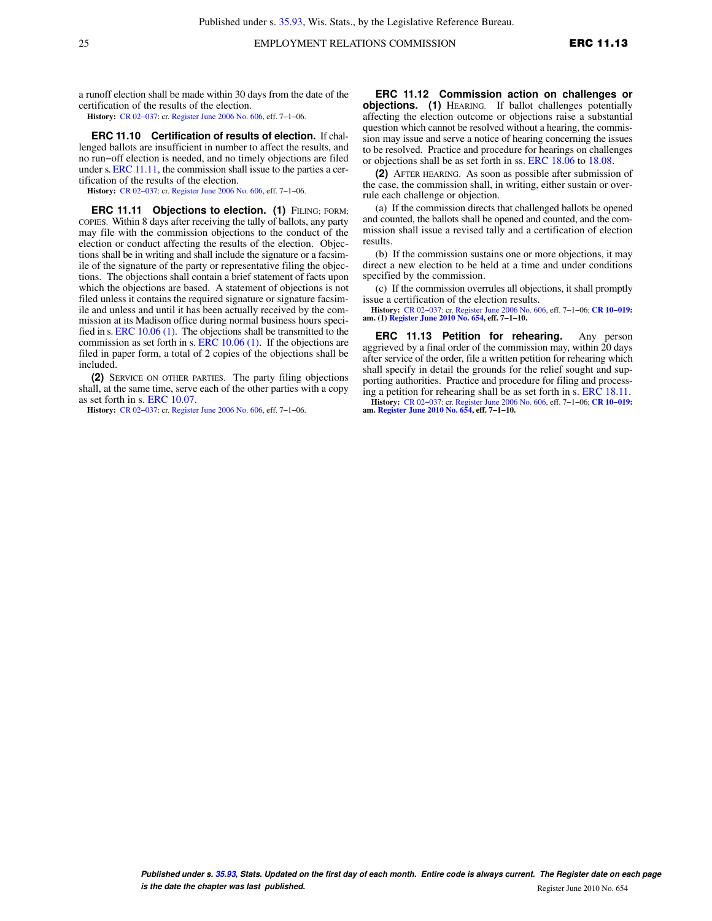a runoff election shall be made within 30 days from the date of the certification of the results of the election.

**History:** CR 02–037: cr. Register June 2006 No. 606, eff. 7–1–06.

**ERC 11.10 Certification of results of election.** If challenged ballots are insufficient in number to affect the results, and no run–off election is needed, and no timely objections are filed under s. ERC 11.11, the commission shall issue to the parties a certification of the results of the election.

**History:** CR 02–037: cr. Register June 2006 No. 606, eff. 7–1–06.

**ERC 11.11 Objections to election.** **(1)** FILING; FORM; COPIES. Within 8 days after receiving the tally of ballots, any party may file with the commission objections to the conduct of the election or conduct affecting the results of the election. Objections shall be in writing and shall include the signature or a facsimile of the signature of the party or representative filing the objections. The objections shall contain a brief statement of facts upon which the objections are based. A statement of objections is not filed unless it contains the required signature or signature facsimile and unless and until it has been actually received by the commission at its Madison office during normal business hours specified in s. ERC 10.06 (1). The objections shall be transmitted to the commission as set forth in s. ERC 10.06 (1). If the objections are filed in paper form, a total of 2 copies of the objections shall be included.

**(2)** SERVICE ON OTHER PARTIES. The party filing objections shall, at the same time, serve each of the other parties with a copy as set forth in s. ERC 10.07.

**History:** CR 02–037: cr. Register June 2006 No. 606, eff. 7–1–06.

**ERC 11.12 Commission action on challenges or objections.** **(1)** HEARING. If ballot challenges potentially affecting the election outcome or objections raise a substantial question which cannot be resolved without a hearing, the commission may issue and serve a notice of hearing concerning the issues to be resolved. Practice and procedure for hearings on challenges or objections shall be as set forth in ss. ERC 18.06 to 18.08.

**(2)** AFTER HEARING. As soon as possible after submission of the case, the commission shall, in writing, either sustain or overrule each challenge or objection.

(a) If the commission directs that challenged ballots be opened and counted, the ballots shall be opened and counted, and the commission shall issue a revised tally and a certification of election results.

(b) If the commission sustains one or more objections, it may direct a new election to be held at a time and under conditions specified by the commission.

(c) If the commission overrules all objections, it shall promptly issue a certification of the election results.

**History:** CR 02–037: cr. Register June 2006 No. 606, eff. 7–1–06; **CR 10–019: am. (1) Register June 2010 No. 654, eff. 7–1–10.**

**ERC 11.13 Petition for rehearing.** Any person aggrieved by a final order of the commission may, within 20 days after service of the order, file a written petition for rehearing which shall specify in detail the grounds for the relief sought and supporting authorities. Practice and procedure for filing and processing a petition for rehearing shall be as set forth in s. ERC 18.11.

**History:** CR 02–037: cr. Register June 2006 No. 606, eff. 7–1–06; **CR 10–019: am. Register June 2010 No. 654, eff. 7–1–10.**